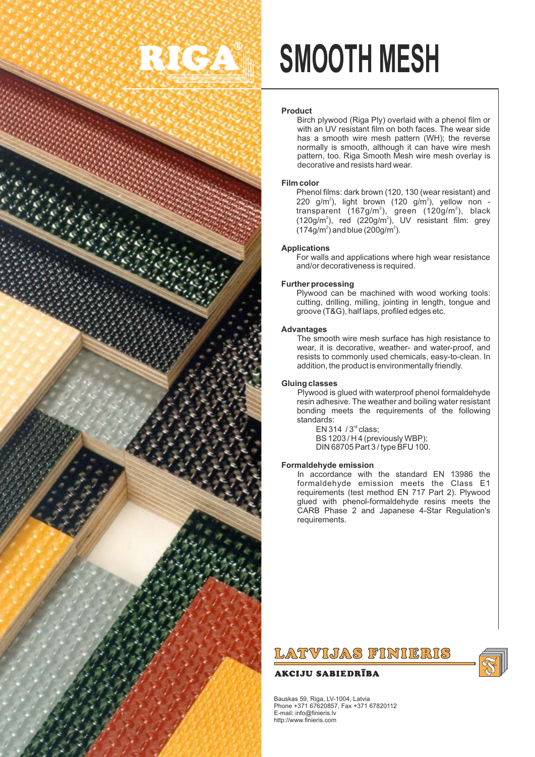RIGA®

# SMOOTH MESH

### Product

Birch plywood (Riga Ply) overlaid with a phenol film or with an UV resistant film on both faces. The wear side has a smooth wire mesh pattern (WH); the reverse normally is smooth, although it can have wire mesh pattern, too. Riga Smooth Mesh wire mesh overlay is decorative and resists hard wear.

### Film color

Phenol films: dark brown (120, 130 (wear resistant) and 220 g/m$^2$), light brown (120 g/m$^2$), yellow non - transparent (167g/m$^2$), green (120g/m$^2$), black (120g/m$^2$), red (220g/m$^2$), UV resistant film: grey (174g/m$^2$) and blue (200g/m$^2$).

### Applications

For walls and applications where high wear resistance and/or decorativeness is required.

### Further processing

Plywood can be machined with wood working tools: cutting, drilling, milling, jointing in length, tongue and groove (T&G), half laps, profiled edges etc.

### Advantages

The smooth wire mesh surface has high resistance to wear, it is decorative, weather- and water-proof, and resists to commonly used chemicals, easy-to-clean. In addition, the product is environmentally friendly.

### Gluing classes

Plywood is glued with waterproof phenol formaldehyde resin adhesive. The weather and boiling water resistant bonding meets the requirements of the following standards:

EN 314 / 3rd class;
BS 1203 / H 4 (previously WBP);
DIN 68705 Part 3 / type BFU 100.

### Formaldehyde emission

In accordance with the standard EN 13986 the formaldehyde emission meets the Class E1 requirements (test method EN 717 Part 2). Plywood glued with phenol-formaldehyde resins meets the CARB Phase 2 and Japanese 4-Star Regulation's requirements.

**LATVIJAS FINIERIS**

**AKCIJU SABIEDRĪBA**

Bauskas 59, Riga, LV-1004, Latvia
Phone +371 67620857, Fax +371 67820112
E-mail: info@finieris.lv
http://www.finieris.com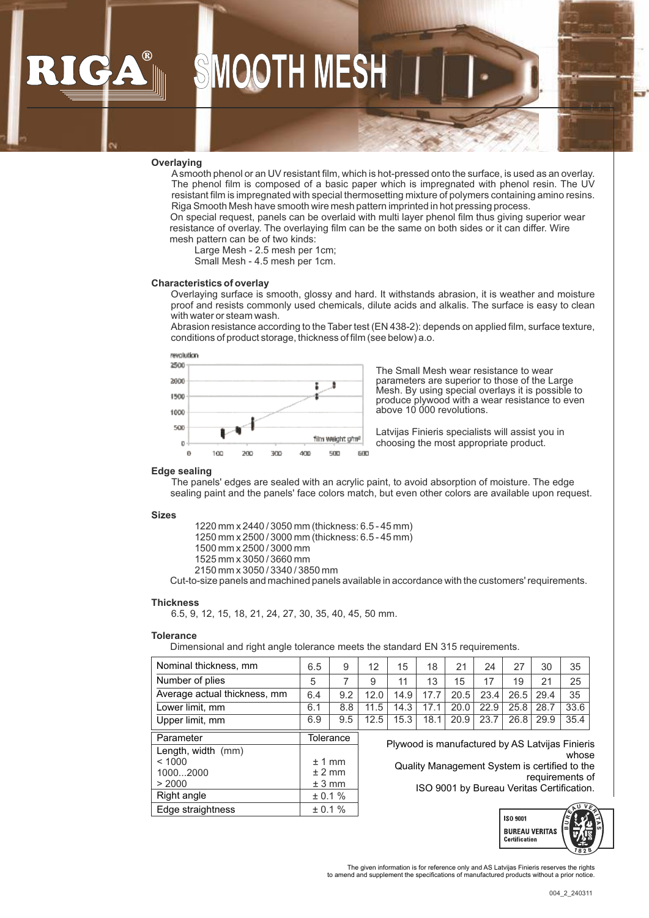# RIGA® SMOOTH MESH

**Overlaying**

A smooth phenol or an UV resistant film, which is hot-pressed onto the surface, is used as an overlay. The phenol film is composed of a basic paper which is impregnated with phenol resin. The UV resistant film is impregnated with special thermosetting mixture of polymers containing amino resins. Riga Smooth Mesh have smooth wire mesh pattern imprinted in hot pressing process.

On special request, panels can be overlaid with multi layer phenol film thus giving superior wear resistance of overlay. The overlaying film can be the same on both sides or it can differ. Wire mesh pattern can be of two kinds:

Large Mesh - 2.5 mesh per 1cm;
Small Mesh - 4.5 mesh per 1cm.

**Characteristics of overlay**

Overlaying surface is smooth, glossy and hard. It withstands abrasion, it is weather and moisture proof and resists commonly used chemicals, dilute acids and alkalis. The surface is easy to clean with water or steam wash.

Abrasion resistance according to the Taber test (EN 438-2): depends on applied film, surface texture, conditions of product storage, thickness of film (see below) a.o.

revolution
2500
2000
1500
1000
500
0
0 100 200 300 400 500 600
film weight g/m²

The Small Mesh wear resistance to wear parameters are superior to those of the Large Mesh. By using special overlays it is possible to produce plywood with a wear resistance to even above 10 000 revolutions.

Latvijas Finieris specialists will assist you in choosing the most appropriate product.

**Edge sealing**

The panels' edges are sealed with an acrylic paint, to avoid absorption of moisture. The edge sealing paint and the panels' face colors match, but even other colors are available upon request.

**Sizes**

1220 mm x 2440 / 3050 mm (thickness: 6.5 - 45 mm)
1250 mm x 2500 / 3000 mm (thickness: 6.5 - 45 mm)
1500 mm x 2500 / 3000 mm
1525 mm x 3050 / 3660 mm
2150 mm x 3050 / 3340 / 3850 mm

Cut-to-size panels and machined panels available in accordance with the customers' requirements.

**Thickness**

6.5, 9, 12, 15, 18, 21, 24, 27, 30, 35, 40, 45, 50 mm.

**Tolerance**

Dimensional and right angle tolerance meets the standard EN 315 requirements.

| Nominal thickness, mm | 6.5 | 9 | 12 | 15 | 18 | 21 | 24 | 27 | 30 | 35 |
|---|---|---|---|---|---|---|---|---|---|---|
| Number of plies | 5 | 7 | 9 | 11 | 13 | 15 | 17 | 19 | 21 | 25 |
| Average actual thickness, mm | 6.4 | 9.2 | 12.0 | 14.9 | 17.7 | 20.5 | 23.4 | 26.5 | 29.4 | 35 |
| Lower limit, mm | 6.1 | 8.8 | 11.5 | 14.3 | 17.1 | 20.0 | 22.9 | 25.8 | 28.7 | 33.6 |
| Upper limit, mm | 6.9 | 9.5 | 12.5 | 15.3 | 18.1 | 20.9 | 23.7 | 26.8 | 29.9 | 35.4 |

| Parameter | Tolerance |
|---|---|
| Length, width (mm) | |
| < 1000 | ± 1 mm |
| 1000...2000 | ± 2 mm |
| > 2000 | ± 3 mm |
| Right angle | ± 0.1 % |
| Edge straightness | ± 0.1 % |

Plywood is manufactured by AS Latvijas Finieris whose Quality Management System is certified to the requirements of ISO 9001 by Bureau Veritas Certification.

ISO 9001
BUREAU VERITAS
Certification

The given information is for reference only and AS Latvijas Finieris reserves the rights to amend and supplement the specifications of manufactured products without a prior notice.

004_2_240311